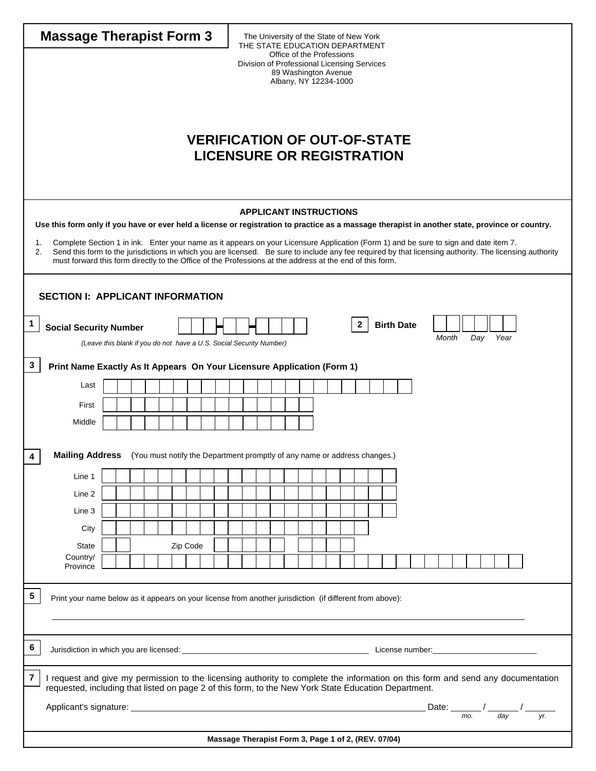# Massage Therapist Form 3

The University of the State of New York
THE STATE EDUCATION DEPARTMENT
Office of the Professions
Division of Professional Licensing Services
89 Washington Avenue
Albany, NY 12234-1000

## VERIFICATION OF OUT-OF-STATE LICENSURE OR REGISTRATION

### APPLICANT INSTRUCTIONS

**Use this form only if you have or ever held a license or registration to practice as a massage therapist in another state, province or country.**

1. Complete Section 1 in ink. Enter your name as it appears on your Licensure Application (Form 1) and be sure to sign and date item 7.
2. Send this form to the jurisdictions in which you are licensed. Be sure to include any fee required by that licensing authority. The licensing authority must forward this form directly to the Office of the Professions at the address at the end of this form.

### SECTION I: APPLICANT INFORMATION

**1** **Social Security Number** ___ ___ ___ - ___ ___ - ___ ___ ___ ___

*(Leave this blank if you do not have a U.S. Social Security Number)*

**2** **Birth Date** ___ ___ / ___ ___ / ___ ___
*Month Day Year*

**3** **Print Name Exactly As It Appears On Your Licensure Application (Form 1)**

Last ______________________

First ______________________

Middle ______________________

**4** **Mailing Address** (You must notify the Department promptly of any name or address changes.)

Line 1 ______________________

Line 2 ______________________

Line 3 ______________________

City ______________________

State ____ Zip Code ________

Country/Province ______________________

**5** Print your name below as it appears on your license from another jurisdiction (if different from above):

______________________________________________

**6** Jurisdiction in which you are licensed: ______________________ License number: ______________________

**7** I request and give my permission to the licensing authority to complete the information on this form and send any documentation requested, including that listed on page 2 of this form, to the New York State Education Department.

Applicant's signature: ______________________ Date: ______ / ______ / ______
*mo. day yr.*

**Massage Therapist Form 3, Page 1 of 2, (REV. 07/04)**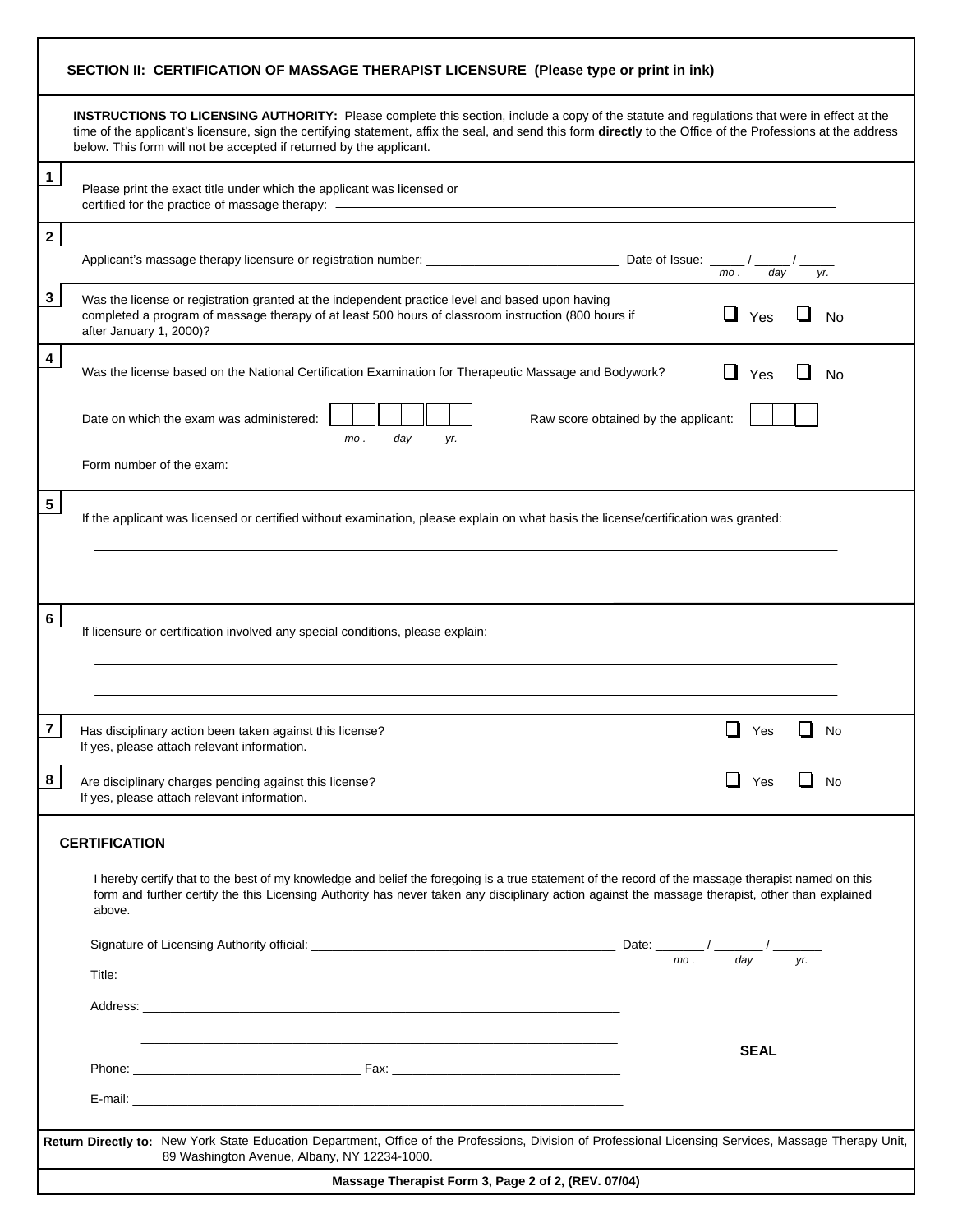## SECTION II: CERTIFICATION OF MASSAGE THERAPIST LICENSURE (Please type or print in ink)

**INSTRUCTIONS TO LICENSING AUTHORITY:** Please complete this section, include a copy of the statute and regulations that were in effect at the time of the applicant's licensure, sign the certifying statement, affix the seal, and send this form **directly** to the Office of the Professions at the address below**.** This form will not be accepted if returned by the applicant.

**1** Please print the exact title under which the applicant was licensed or certified for the practice of massage therapy: ____________________

**2** Applicant's massage therapy licensure or registration number: ____________________ Date of Issue: _____ / _____ / _____
*mo. day yr.*

**3** Was the license or registration granted at the independent practice level and based upon having completed a program of massage therapy of at least 500 hours of classroom instruction (800 hours if after January 1, 2000)? ☐ Yes ☐ No

**4** Was the license based on the National Certification Examination for Therapeutic Massage and Bodywork? ☐ Yes ☐ No

Date on which the exam was administered: ☐☐ ☐☐ ☐☐
*mo. day yr.*

Raw score obtained by the applicant: ☐☐☐

Form number of the exam: ____________________

**5** If the applicant was licensed or certified without examination, please explain on what basis the license/certification was granted:

____________________

____________________

**6** If licensure or certification involved any special conditions, please explain:

____________________

____________________

**7** Has disciplinary action been taken against this license? ☐ Yes ☐ No
If yes, please attach relevant information.

**8** Are disciplinary charges pending against this license? ☐ Yes ☐ No
If yes, please attach relevant information.

### CERTIFICATION

I hereby certify that to the best of my knowledge and belief the foregoing is a true statement of the record of the massage therapist named on this form and further certify the this Licensing Authority has never taken any disciplinary action against the massage therapist, other than explained above.

Signature of Licensing Authority official: ____________________ Date: _______ / _______ / _______
*mo. day yr.*

Title: ____________________

Address: ____________________

____________________

**SEAL**

Phone: ____________________ Fax: ____________________

E-mail: ____________________

**Return Directly to:** New York State Education Department, Office of the Professions, Division of Professional Licensing Services, Massage Therapy Unit, 89 Washington Avenue, Albany, NY 12234-1000.

**Massage Therapist Form 3, Page 2 of 2, (REV. 07/04)**